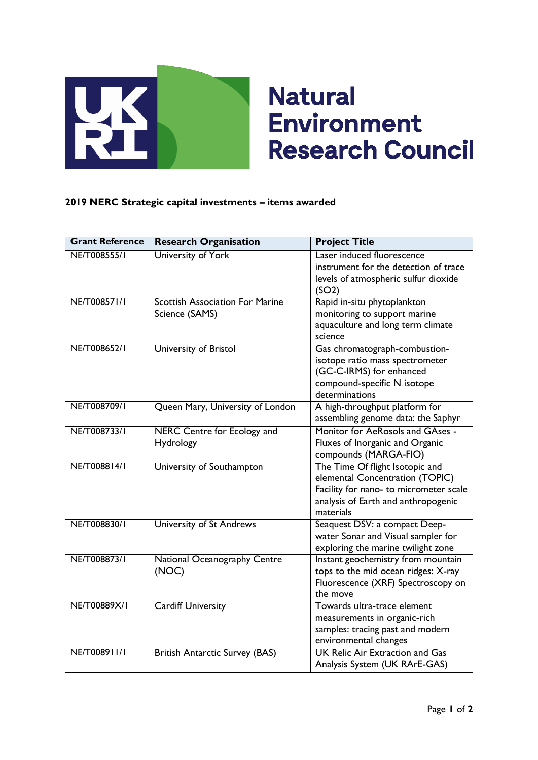Natural Environment Research Council

**2019 NERC Strategic capital investments – items awarded**

| Grant Reference | Research Organisation | Project Title |
|---|---|---|
| NE/T008555/1 | University of York | Laser induced fluorescence instrument for the detection of trace levels of atmospheric sulfur dioxide (SO2) |
| NE/T008571/1 | Scottish Association For Marine Science (SAMS) | Rapid in-situ phytoplankton monitoring to support marine aquaculture and long term climate science |
| NE/T008652/1 | University of Bristol | Gas chromatograph-combustion-isotope ratio mass spectrometer (GC-C-IRMS) for enhanced compound-specific N isotope determinations |
| NE/T008709/1 | Queen Mary, University of London | A high-throughput platform for assembling genome data: the Saphyr |
| NE/T008733/1 | NERC Centre for Ecology and Hydrology | Monitor for AeRosols and GAses - Fluxes of Inorganic and Organic compounds (MARGA-FIO) |
| NE/T008814/1 | University of Southampton | The Time Of flight Isotopic and elemental Concentration (TOPIC) Facility for nano- to micrometer scale analysis of Earth and anthropogenic materials |
| NE/T008830/1 | University of St Andrews | Seaquest DSV: a compact Deep-water Sonar and Visual sampler for exploring the marine twilight zone |
| NE/T008873/1 | National Oceanography Centre (NOC) | Instant geochemistry from mountain tops to the mid ocean ridges: X-ray Fluorescence (XRF) Spectroscopy on the move |
| NE/T00889X/1 | Cardiff University | Towards ultra-trace element measurements in organic-rich samples: tracing past and modern environmental changes |
| NE/T008911/1 | British Antarctic Survey (BAS) | UK Relic Air Extraction and Gas Analysis System (UK RArE-GAS) |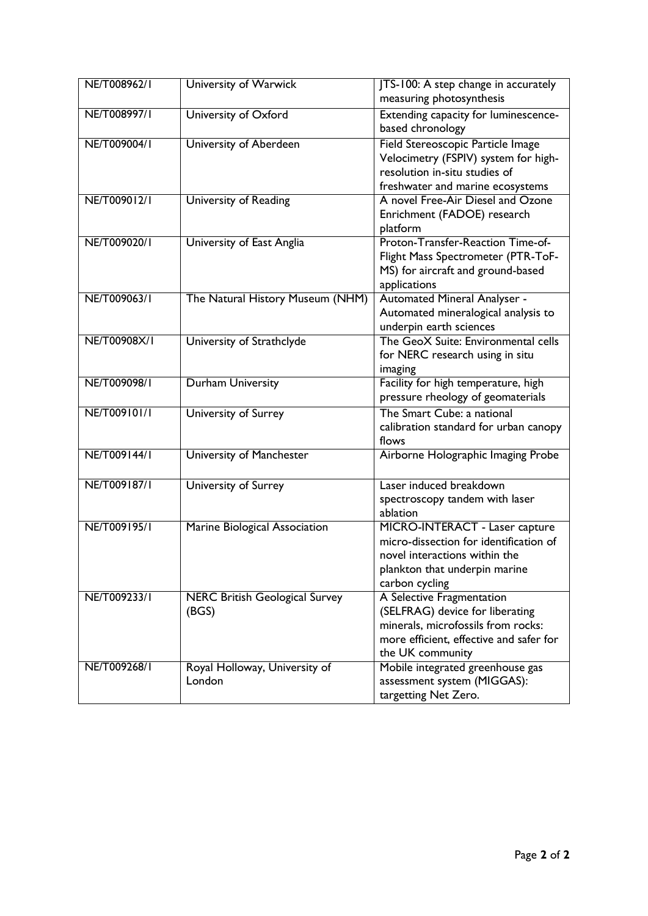| | | |
|---|---|---|
| NE/T008962/1 | University of Warwick | JTS-100: A step change in accurately measuring photosynthesis |
| NE/T008997/1 | University of Oxford | Extending capacity for luminescence-based chronology |
| NE/T009004/1 | University of Aberdeen | Field Stereoscopic Particle Image Velocimetry (FSPIV) system for high-resolution in-situ studies of freshwater and marine ecosystems |
| NE/T009012/1 | University of Reading | A novel Free-Air Diesel and Ozone Enrichment (FADOE) research platform |
| NE/T009020/1 | University of East Anglia | Proton-Transfer-Reaction Time-of-Flight Mass Spectrometer (PTR-ToF-MS) for aircraft and ground-based applications |
| NE/T009063/1 | The Natural History Museum (NHM) | Automated Mineral Analyser - Automated mineralogical analysis to underpin earth sciences |
| NE/T00908X/1 | University of Strathclyde | The GeoX Suite: Environmental cells for NERC research using in situ imaging |
| NE/T009098/1 | Durham University | Facility for high temperature, high pressure rheology of geomaterials |
| NE/T009101/1 | University of Surrey | The Smart Cube: a national calibration standard for urban canopy flows |
| NE/T009144/1 | University of Manchester | Airborne Holographic Imaging Probe |
| NE/T009187/1 | University of Surrey | Laser induced breakdown spectroscopy tandem with laser ablation |
| NE/T009195/1 | Marine Biological Association | MICRO-INTERACT - Laser capture micro-dissection for identification of novel interactions within the plankton that underpin marine carbon cycling |
| NE/T009233/1 | NERC British Geological Survey (BGS) | A Selective Fragmentation (SELFRAG) device for liberating minerals, microfossils from rocks: more efficient, effective and safer for the UK community |
| NE/T009268/1 | Royal Holloway, University of London | Mobile integrated greenhouse gas assessment system (MIGGAS): targetting Net Zero. |